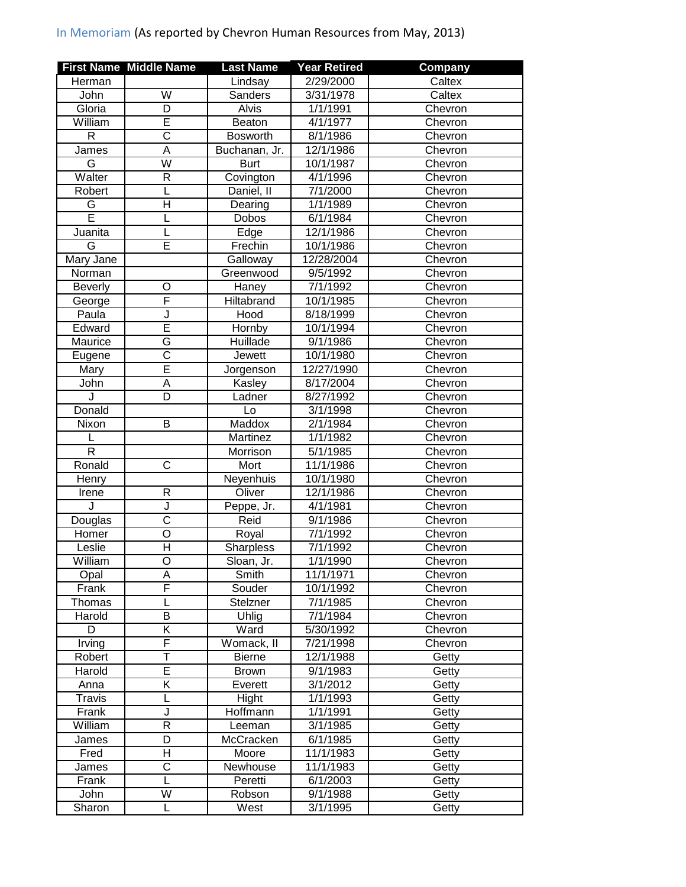In Memoriam (As reported by Chevron Human Resources from May, 2013)

| First Name | Middle Name | Last Name | Year Retired | Company |
|---|---|---|---|---|
| Herman | | Lindsay | 2/29/2000 | Caltex |
| John | W | Sanders | 3/31/1978 | Caltex |
| Gloria | D | Alvis | 1/1/1991 | Chevron |
| William | E | Beaton | 4/1/1977 | Chevron |
| R | C | Bosworth | 8/1/1986 | Chevron |
| James | A | Buchanan, Jr. | 12/1/1986 | Chevron |
| G | W | Burt | 10/1/1987 | Chevron |
| Walter | R | Covington | 4/1/1996 | Chevron |
| Robert | L | Daniel, II | 7/1/2000 | Chevron |
| G | H | Dearing | 1/1/1989 | Chevron |
| E | L | Dobos | 6/1/1984 | Chevron |
| Juanita | L | Edge | 12/1/1986 | Chevron |
| G | E | Frechin | 10/1/1986 | Chevron |
| Mary Jane | | Galloway | 12/28/2004 | Chevron |
| Norman | | Greenwood | 9/5/1992 | Chevron |
| Beverly | O | Haney | 7/1/1992 | Chevron |
| George | F | Hiltabrand | 10/1/1985 | Chevron |
| Paula | J | Hood | 8/18/1999 | Chevron |
| Edward | E | Hornby | 10/1/1994 | Chevron |
| Maurice | G | Huillade | 9/1/1986 | Chevron |
| Eugene | C | Jewett | 10/1/1980 | Chevron |
| Mary | E | Jorgenson | 12/27/1990 | Chevron |
| John | A | Kasley | 8/17/2004 | Chevron |
| J | D | Ladner | 8/27/1992 | Chevron |
| Donald | | Lo | 3/1/1998 | Chevron |
| Nixon | B | Maddox | 2/1/1984 | Chevron |
| L | | Martinez | 1/1/1982 | Chevron |
| R | | Morrison | 5/1/1985 | Chevron |
| Ronald | C | Mort | 11/1/1986 | Chevron |
| Henry | | Neyenhuis | 10/1/1980 | Chevron |
| Irene | R | Oliver | 12/1/1986 | Chevron |
| J | J | Peppe, Jr. | 4/1/1981 | Chevron |
| Douglas | C | Reid | 9/1/1986 | Chevron |
| Homer | O | Royal | 7/1/1992 | Chevron |
| Leslie | H | Sharpless | 7/1/1992 | Chevron |
| William | O | Sloan, Jr. | 1/1/1990 | Chevron |
| Opal | A | Smith | 11/1/1971 | Chevron |
| Frank | F | Souder | 10/1/1992 | Chevron |
| Thomas | L | Stelzner | 7/1/1985 | Chevron |
| Harold | B | Uhlig | 7/1/1984 | Chevron |
| D | K | Ward | 5/30/1992 | Chevron |
| Irving | F | Womack, II | 7/21/1998 | Chevron |
| Robert | T | Bierne | 12/1/1988 | Getty |
| Harold | E | Brown | 9/1/1983 | Getty |
| Anna | K | Everett | 3/1/2012 | Getty |
| Travis | L | Hight | 1/1/1993 | Getty |
| Frank | J | Hoffmann | 1/1/1991 | Getty |
| William | R | Leeman | 3/1/1985 | Getty |
| James | D | McCracken | 6/1/1985 | Getty |
| Fred | H | Moore | 11/1/1983 | Getty |
| James | C | Newhouse | 11/1/1983 | Getty |
| Frank | L | Peretti | 6/1/2003 | Getty |
| John | W | Robson | 9/1/1988 | Getty |
| Sharon | L | West | 3/1/1995 | Getty |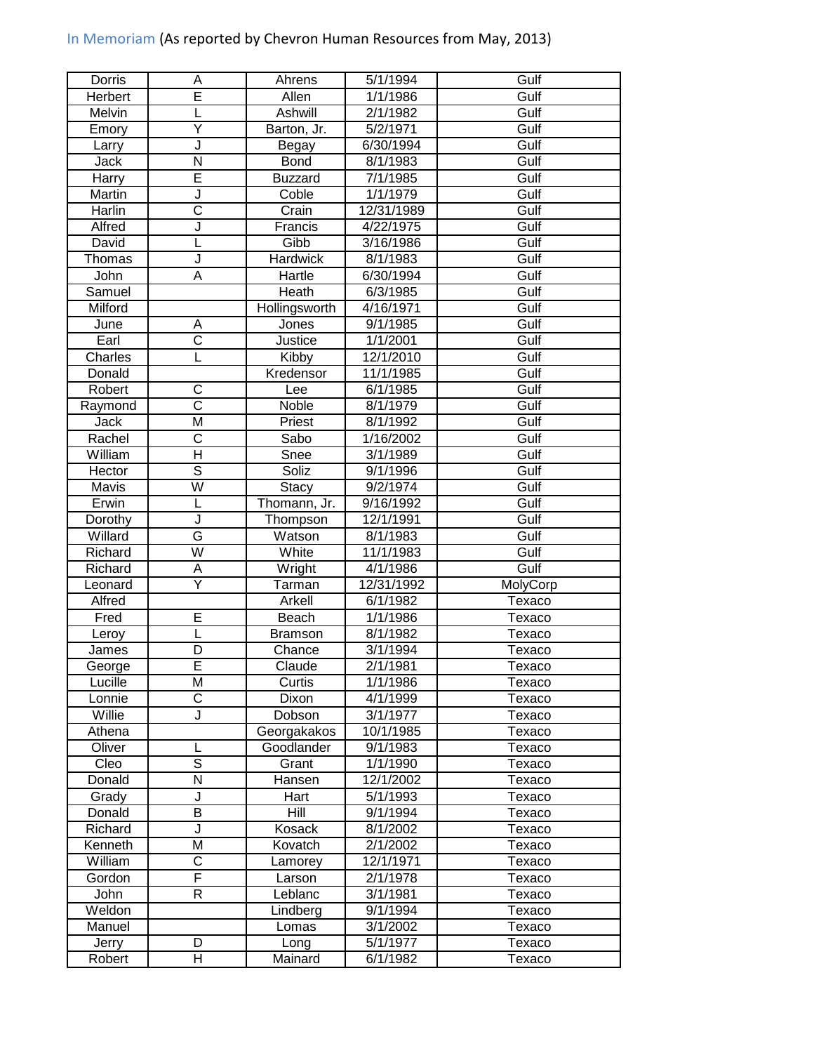In Memoriam (As reported by Chevron Human Resources from May, 2013)

| | | | | |
|---|---|---|---|---|
| Dorris | A | Ahrens | 5/1/1994 | Gulf |
| Herbert | E | Allen | 1/1/1986 | Gulf |
| Melvin | L | Ashwill | 2/1/1982 | Gulf |
| Emory | Y | Barton, Jr. | 5/2/1971 | Gulf |
| Larry | J | Begay | 6/30/1994 | Gulf |
| Jack | N | Bond | 8/1/1983 | Gulf |
| Harry | E | Buzzard | 7/1/1985 | Gulf |
| Martin | J | Coble | 1/1/1979 | Gulf |
| Harlin | C | Crain | 12/31/1989 | Gulf |
| Alfred | J | Francis | 4/22/1975 | Gulf |
| David | L | Gibb | 3/16/1986 | Gulf |
| Thomas | J | Hardwick | 8/1/1983 | Gulf |
| John | A | Hartle | 6/30/1994 | Gulf |
| Samuel | | Heath | 6/3/1985 | Gulf |
| Milford | | Hollingsworth | 4/16/1971 | Gulf |
| June | A | Jones | 9/1/1985 | Gulf |
| Earl | C | Justice | 1/1/2001 | Gulf |
| Charles | L | Kibby | 12/1/2010 | Gulf |
| Donald | | Kredensor | 11/1/1985 | Gulf |
| Robert | C | Lee | 6/1/1985 | Gulf |
| Raymond | C | Noble | 8/1/1979 | Gulf |
| Jack | M | Priest | 8/1/1992 | Gulf |
| Rachel | C | Sabo | 1/16/2002 | Gulf |
| William | H | Snee | 3/1/1989 | Gulf |
| Hector | S | Soliz | 9/1/1996 | Gulf |
| Mavis | W | Stacy | 9/2/1974 | Gulf |
| Erwin | L | Thomann, Jr. | 9/16/1992 | Gulf |
| Dorothy | J | Thompson | 12/1/1991 | Gulf |
| Willard | G | Watson | 8/1/1983 | Gulf |
| Richard | W | White | 11/1/1983 | Gulf |
| Richard | A | Wright | 4/1/1986 | Gulf |
| Leonard | Y | Tarman | 12/31/1992 | MolyCorp |
| Alfred | | Arkell | 6/1/1982 | Texaco |
| Fred | E | Beach | 1/1/1986 | Texaco |
| Leroy | L | Bramson | 8/1/1982 | Texaco |
| James | D | Chance | 3/1/1994 | Texaco |
| George | E | Claude | 2/1/1981 | Texaco |
| Lucille | M | Curtis | 1/1/1986 | Texaco |
| Lonnie | C | Dixon | 4/1/1999 | Texaco |
| Willie | J | Dobson | 3/1/1977 | Texaco |
| Athena | | Georgakakos | 10/1/1985 | Texaco |
| Oliver | L | Goodlander | 9/1/1983 | Texaco |
| Cleo | S | Grant | 1/1/1990 | Texaco |
| Donald | N | Hansen | 12/1/2002 | Texaco |
| Grady | J | Hart | 5/1/1993 | Texaco |
| Donald | B | Hill | 9/1/1994 | Texaco |
| Richard | J | Kosack | 8/1/2002 | Texaco |
| Kenneth | M | Kovatch | 2/1/2002 | Texaco |
| William | C | Lamorey | 12/1/1971 | Texaco |
| Gordon | F | Larson | 2/1/1978 | Texaco |
| John | R | Leblanc | 3/1/1981 | Texaco |
| Weldon | | Lindberg | 9/1/1994 | Texaco |
| Manuel | | Lomas | 3/1/2002 | Texaco |
| Jerry | D | Long | 5/1/1977 | Texaco |
| Robert | H | Mainard | 6/1/1982 | Texaco |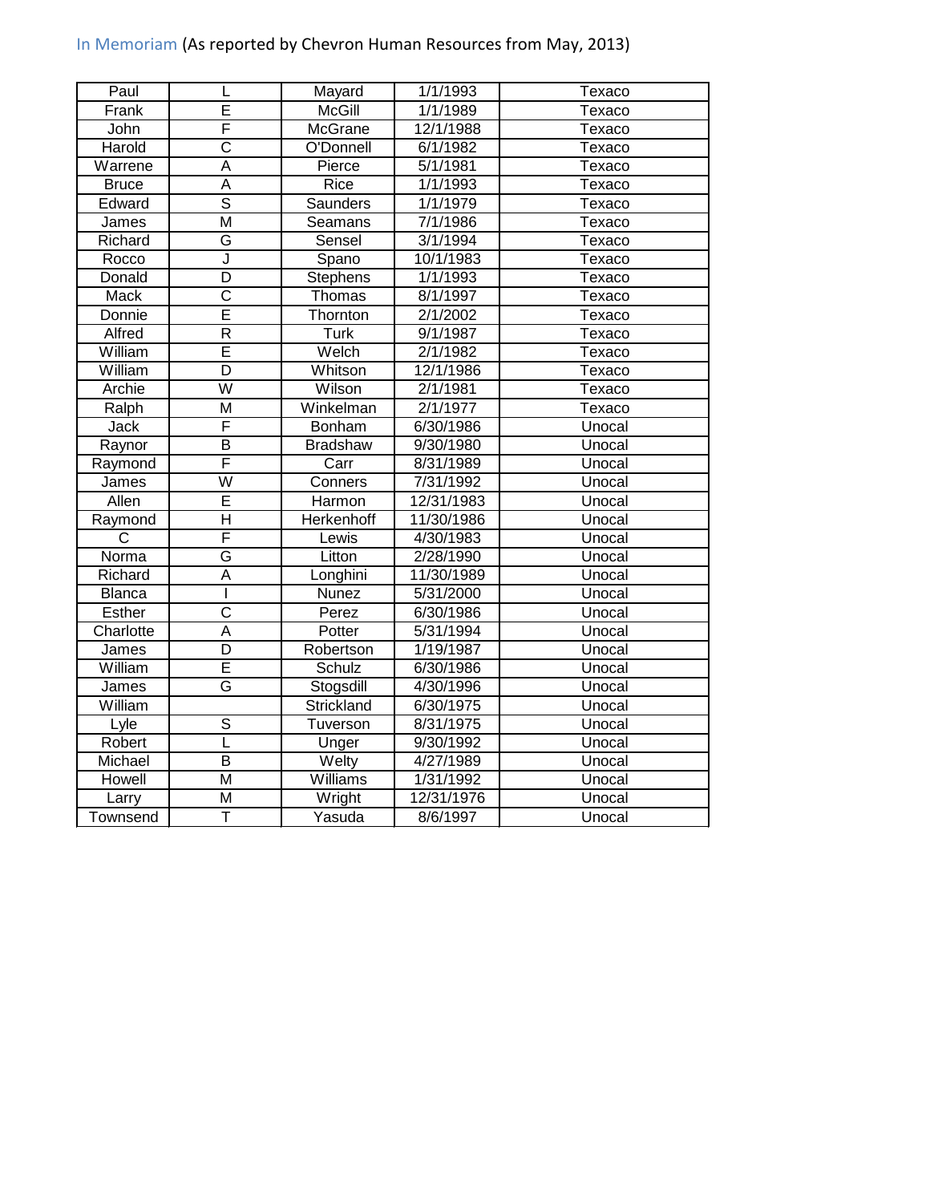In Memoriam (As reported by Chevron Human Resources from May, 2013)

| | | | | |
|---|---|---|---|---|
| Paul | L | Mayard | 1/1/1993 | Texaco |
| Frank | E | McGill | 1/1/1989 | Texaco |
| John | F | McGrane | 12/1/1988 | Texaco |
| Harold | C | O'Donnell | 6/1/1982 | Texaco |
| Warrene | A | Pierce | 5/1/1981 | Texaco |
| Bruce | A | Rice | 1/1/1993 | Texaco |
| Edward | S | Saunders | 1/1/1979 | Texaco |
| James | M | Seamans | 7/1/1986 | Texaco |
| Richard | G | Sensel | 3/1/1994 | Texaco |
| Rocco | J | Spano | 10/1/1983 | Texaco |
| Donald | D | Stephens | 1/1/1993 | Texaco |
| Mack | C | Thomas | 8/1/1997 | Texaco |
| Donnie | E | Thornton | 2/1/2002 | Texaco |
| Alfred | R | Turk | 9/1/1987 | Texaco |
| William | E | Welch | 2/1/1982 | Texaco |
| William | D | Whitson | 12/1/1986 | Texaco |
| Archie | W | Wilson | 2/1/1981 | Texaco |
| Ralph | M | Winkelman | 2/1/1977 | Texaco |
| Jack | F | Bonham | 6/30/1986 | Unocal |
| Raynor | B | Bradshaw | 9/30/1980 | Unocal |
| Raymond | F | Carr | 8/31/1989 | Unocal |
| James | W | Conners | 7/31/1992 | Unocal |
| Allen | E | Harmon | 12/31/1983 | Unocal |
| Raymond | H | Herkenhoff | 11/30/1986 | Unocal |
| C | F | Lewis | 4/30/1983 | Unocal |
| Norma | G | Litton | 2/28/1990 | Unocal |
| Richard | A | Longhini | 11/30/1989 | Unocal |
| Blanca | I | Nunez | 5/31/2000 | Unocal |
| Esther | C | Perez | 6/30/1986 | Unocal |
| Charlotte | A | Potter | 5/31/1994 | Unocal |
| James | D | Robertson | 1/19/1987 | Unocal |
| William | E | Schulz | 6/30/1986 | Unocal |
| James | G | Stogsdill | 4/30/1996 | Unocal |
| William | | Strickland | 6/30/1975 | Unocal |
| Lyle | S | Tuverson | 8/31/1975 | Unocal |
| Robert | L | Unger | 9/30/1992 | Unocal |
| Michael | B | Welty | 4/27/1989 | Unocal |
| Howell | M | Williams | 1/31/1992 | Unocal |
| Larry | M | Wright | 12/31/1976 | Unocal |
| Townsend | T | Yasuda | 8/6/1997 | Unocal |